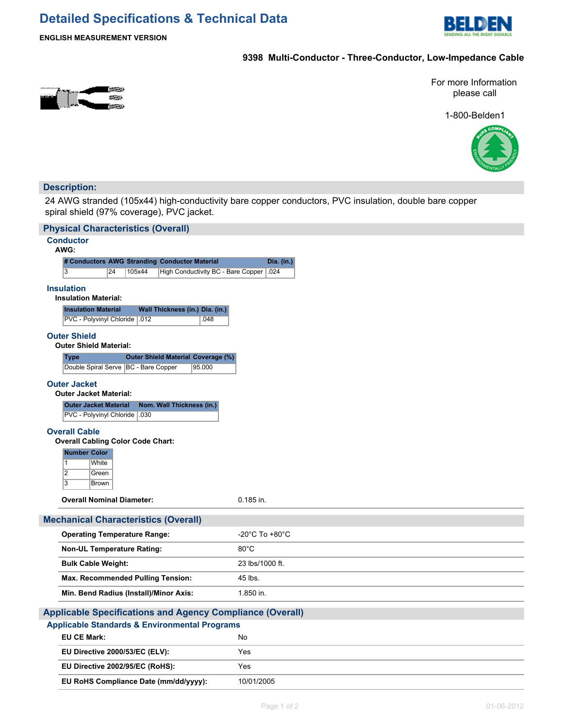# Detailed Specifications & Technical Data

**ENGLISH MEASUREMENT VERSION**

## 9398 Multi-Conductor - Three-Conductor, Low-Impedance Cable

For more Information please call

1-800-Belden1

## Description:

24 AWG stranded (105x44) high-conductivity bare copper conductors, PVC insulation, double bare copper spiral shield (97% coverage), PVC jacket.

## Physical Characteristics (Overall)

### Conductor

**AWG:**

| # Conductors | AWG | Stranding | Conductor Material | Dia. (in.) |
|---|---|---|---|---|
| 3 | 24 | 105x44 | High Conductivity BC - Bare Copper | .024 |

### Insulation

**Insulation Material:**

| Insulation Material | Wall Thickness (in.) | Dia. (in.) |
|---|---|---|
| PVC - Polyvinyl Chloride | .012 | .048 |

### Outer Shield

**Outer Shield Material:**

| Type | Outer Shield Material | Coverage (%) |
|---|---|---|
| Double Spiral Serve | BC - Bare Copper | 95.000 |

### Outer Jacket

**Outer Jacket Material:**

| Outer Jacket Material | Nom. Wall Thickness (in.) |
|---|---|
| PVC - Polyvinyl Chloride | .030 |

### Overall Cable

**Overall Cabling Color Code Chart:**

| Number | Color |
|---|---|
| 1 | White |
| 2 | Green |
| 3 | Brown |

| | |
|---|---|
| **Overall Nominal Diameter:** | 0.185 in. |

## Mechanical Characteristics (Overall)

| | |
|---|---|
| **Operating Temperature Range:** | -20°C To +80°C |
| **Non-UL Temperature Rating:** | 80°C |
| **Bulk Cable Weight:** | 23 lbs/1000 ft. |
| **Max. Recommended Pulling Tension:** | 45 lbs. |
| **Min. Bend Radius (Install)/Minor Axis:** | 1.850 in. |

## Applicable Specifications and Agency Compliance (Overall)

### Applicable Standards & Environmental Programs

| | |
|---|---|
| **EU CE Mark:** | No |
| **EU Directive 2000/53/EC (ELV):** | Yes |
| **EU Directive 2002/95/EC (RoHS):** | Yes |
| **EU RoHS Compliance Date (mm/dd/yyyy):** | 10/01/2005 |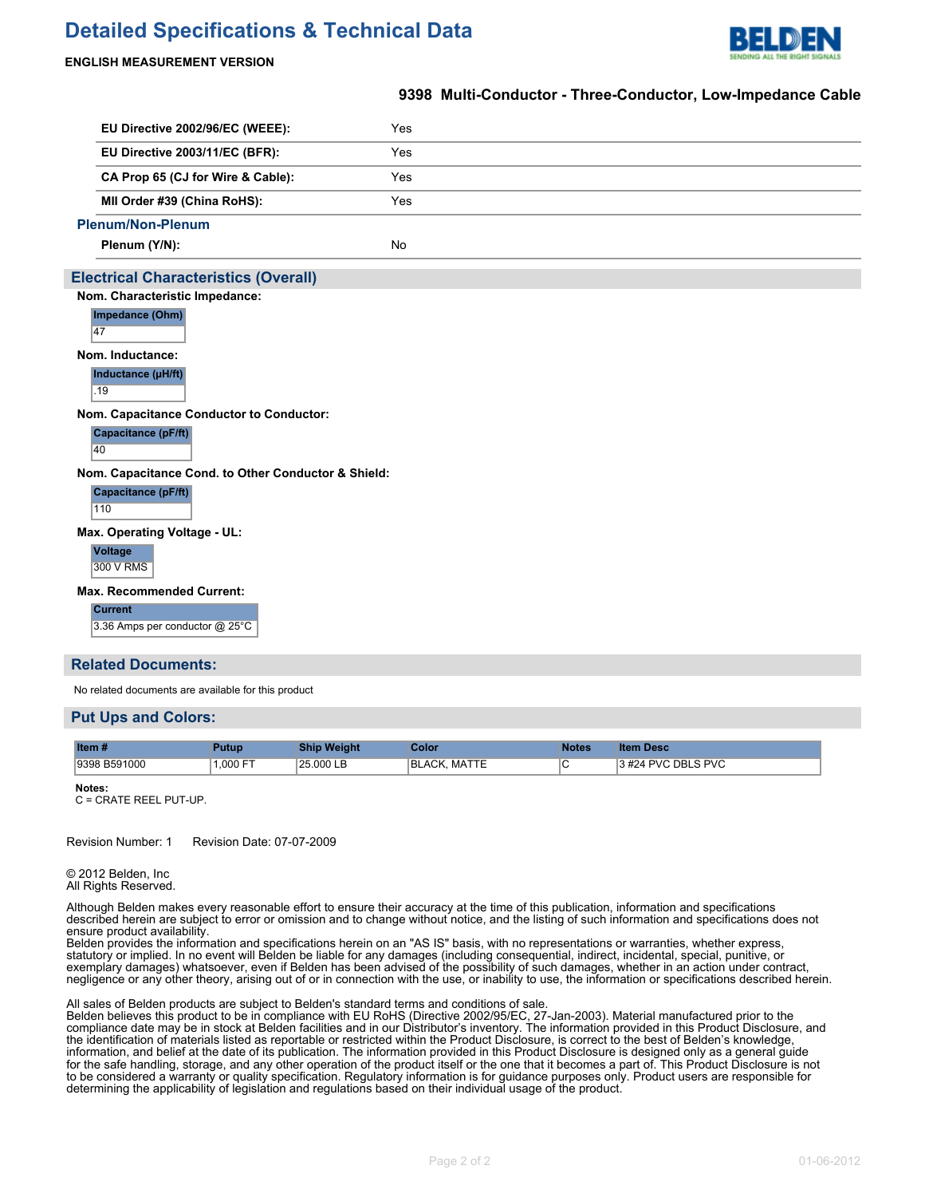# Detailed Specifications & Technical Data

**ENGLISH MEASUREMENT VERSION**

**9398 Multi-Conductor - Three-Conductor, Low-Impedance Cable**

| | |
|---|---|
| **EU Directive 2002/96/EC (WEEE):** | Yes |
| **EU Directive 2003/11/EC (BFR):** | Yes |
| **CA Prop 65 (CJ for Wire & Cable):** | Yes |
| **MII Order #39 (China RoHS):** | Yes |

### Plenum/Non-Plenum

| | |
|---|---|
| **Plenum (Y/N):** | No |

## Electrical Characteristics (Overall)

**Nom. Characteristic Impedance:**

| Impedance (Ohm) |
|---|
| 47 |

**Nom. Inductance:**

| Inductance (µH/ft) |
|---|
| .19 |

**Nom. Capacitance Conductor to Conductor:**

| Capacitance (pF/ft) |
|---|
| 40 |

**Nom. Capacitance Cond. to Other Conductor & Shield:**

| Capacitance (pF/ft) |
|---|
| 110 |

**Max. Operating Voltage - UL:**

| Voltage |
|---|
| 300 V RMS |

**Max. Recommended Current:**

| Current |
|---|
| 3.36 Amps per conductor @ 25°C |

## Related Documents:

No related documents are available for this product

## Put Ups and Colors:

| Item # | Putup | Ship Weight | Color | Notes | Item Desc |
|---|---|---|---|---|---|
| 9398 B591000 | 1,000 FT | 25.000 LB | BLACK, MATTE | C | 3 #24 PVC DBLS PVC |

**Notes:**
C = CRATE REEL PUT-UP.

Revision Number: 1    Revision Date: 07-07-2009

© 2012 Belden, Inc
All Rights Reserved.

Although Belden makes every reasonable effort to ensure their accuracy at the time of this publication, information and specifications described herein are subject to error or omission and to change without notice, and the listing of such information and specifications does not ensure product availability.
Belden provides the information and specifications herein on an "AS IS" basis, with no representations or warranties, whether express, statutory or implied. In no event will Belden be liable for any damages (including consequential, indirect, incidental, special, punitive, or exemplary damages) whatsoever, even if Belden has been advised of the possibility of such damages, whether in an action under contract, negligence or any other theory, arising out of or in connection with the use, or inability to use, the information or specifications described herein.

All sales of Belden products are subject to Belden's standard terms and conditions of sale.
Belden believes this product to be in compliance with EU RoHS (Directive 2002/95/EC, 27-Jan-2003). Material manufactured prior to the compliance date may be in stock at Belden facilities and in our Distributor's inventory. The information provided in this Product Disclosure, and the identification of materials listed as reportable or restricted within the Product Disclosure, is correct to the best of Belden's knowledge, information, and belief at the date of its publication. The information provided in this Product Disclosure is designed only as a general guide for the safe handling, storage, and any other operation of the product itself or the one that it becomes a part of. This Product Disclosure is not to be considered a warranty or quality specification. Regulatory information is for guidance purposes only. Product users are responsible for determining the applicability of legislation and regulations based on their individual usage of the product.